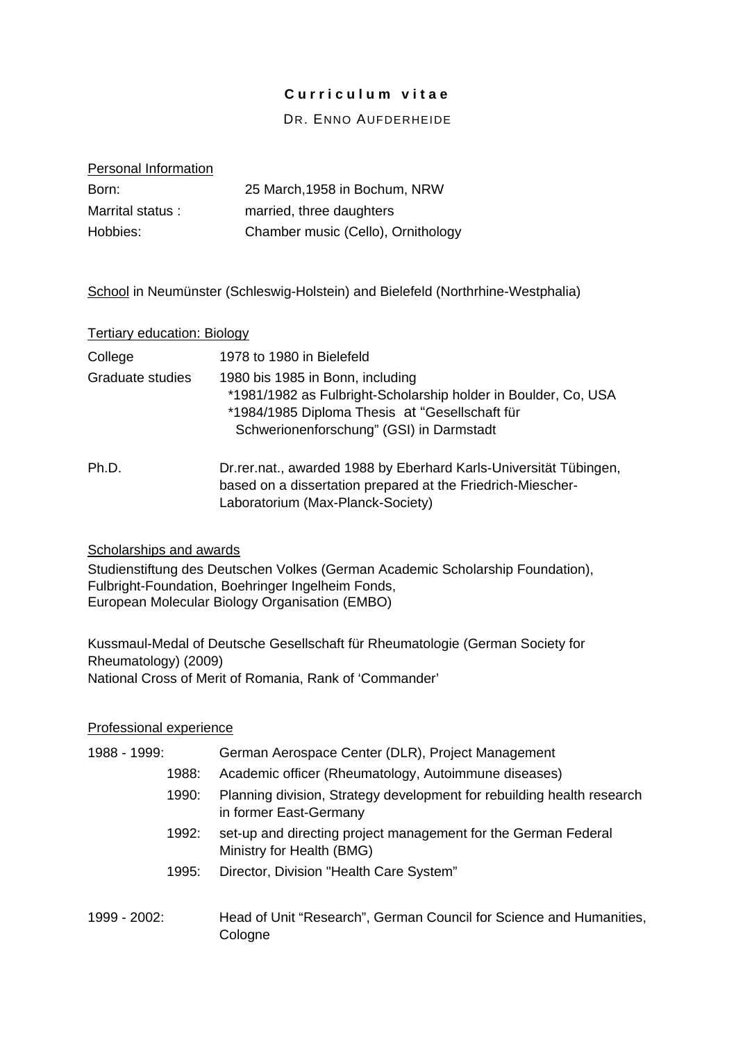# **C u r r i c u l u m   v i t a e**

DR. ENNO AUFDERHEIDE

## Personal Information

| | |
|---|---|
| Born: | 25 March,1958 in Bochum, NRW |
| Marrital status : | married, three daughters |
| Hobbies: | Chamber music (Cello), Ornithology |

School in Neumünster (Schleswig-Holstein) and Bielefeld (Northrhine-Westphalia)

## Tertiary education: Biology

| | |
|---|---|
| College | 1978 to 1980 in Bielefeld |
| Graduate studies | 1980 bis 1985 in Bonn, including<br>*1981/1982 as Fulbright-Scholarship holder in Boulder, Co, USA<br>*1984/1985 Diploma Thesis at "Gesellschaft für Schwerionenforschung" (GSI) in Darmstadt |
| Ph.D. | Dr.rer.nat., awarded 1988 by Eberhard Karls-Universität Tübingen, based on a dissertation prepared at the Friedrich-Miescher-Laboratorium (Max-Planck-Society) |

## Scholarships and awards

Studienstiftung des Deutschen Volkes (German Academic Scholarship Foundation), Fulbright-Foundation, Boehringer Ingelheim Fonds, European Molecular Biology Organisation (EMBO)

Kussmaul-Medal of Deutsche Gesellschaft für Rheumatologie (German Society for Rheumatology) (2009)
National Cross of Merit of Romania, Rank of 'Commander'

## Professional experience

| | |
|---|---|
| 1988 - 1999: | German Aerospace Center (DLR), Project Management |
| 1988: | Academic officer (Rheumatology, Autoimmune diseases) |
| 1990: | Planning division, Strategy development for rebuilding health research in former East-Germany |
| 1992: | set-up and directing project management for the German Federal Ministry for Health (BMG) |
| 1995: | Director, Division "Health Care System" |
| 1999 - 2002: | Head of Unit "Research", German Council for Science and Humanities, Cologne |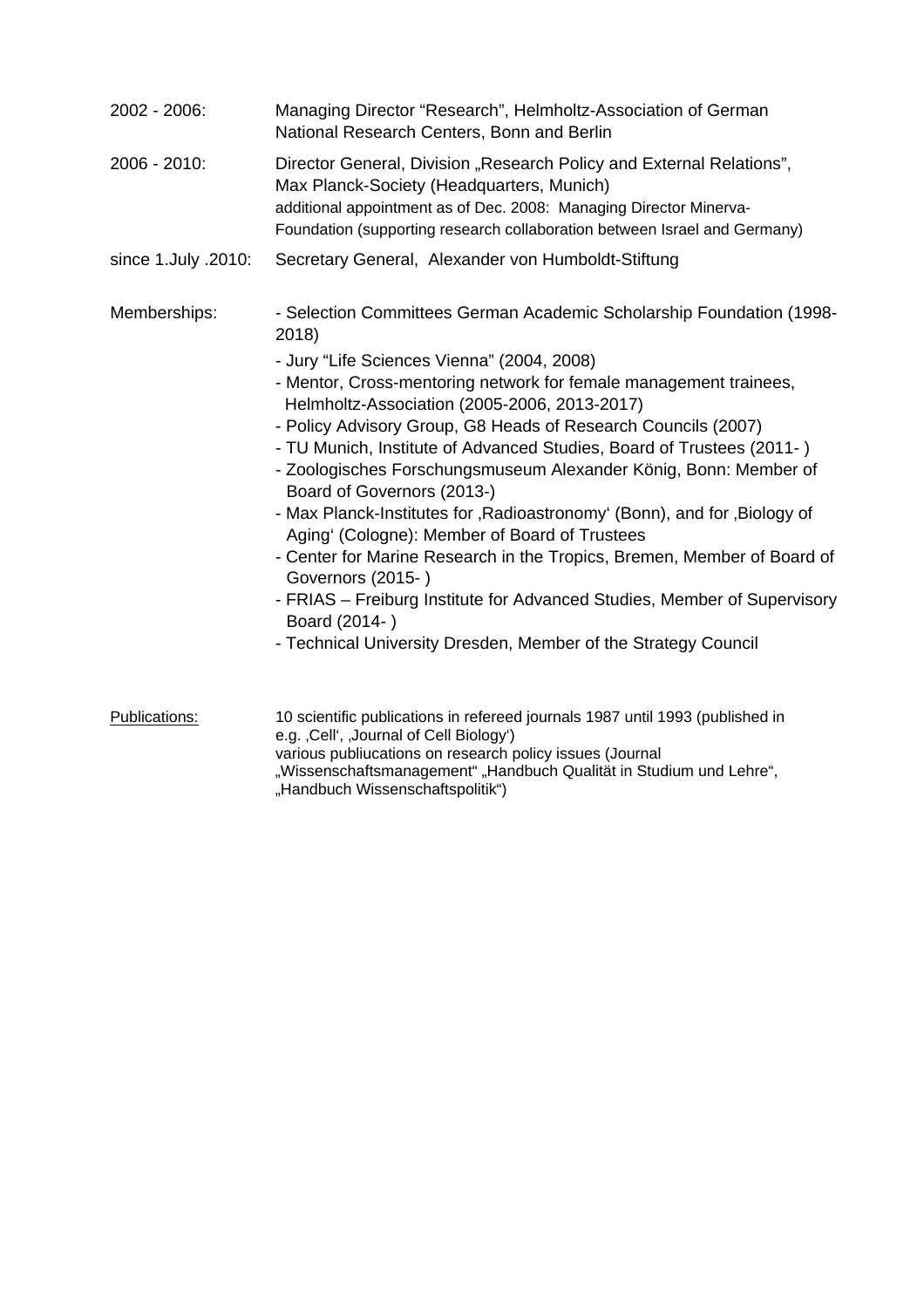| | |
|---|---|
| 2002 - 2006: | Managing Director "Research", Helmholtz-Association of German National Research Centers, Bonn and Berlin |
| 2006 - 2010: | Director General, Division „Research Policy and External Relations", Max Planck-Society (Headquarters, Munich)<br>additional appointment as of Dec. 2008: Managing Director Minerva-Foundation (supporting research collaboration between Israel and Germany) |
| since 1.July .2010: | Secretary General, Alexander von Humboldt-Stiftung |

Memberships:

- Selection Committees German Academic Scholarship Foundation (1998-2018)
- Jury "Life Sciences Vienna" (2004, 2008)
- Mentor, Cross-mentoring network for female management trainees, Helmholtz-Association (2005-2006, 2013-2017)
- Policy Advisory Group, G8 Heads of Research Councils (2007)
- TU Munich, Institute of Advanced Studies, Board of Trustees (2011- )
- Zoologisches Forschungsmuseum Alexander König, Bonn: Member of Board of Governors (2013-)
- Max Planck-Institutes for ‚Radioastronomy' (Bonn), and for ‚Biology of Aging' (Cologne): Member of Board of Trustees
- Center for Marine Research in the Tropics, Bremen, Member of Board of Governors (2015- )
- FRIAS – Freiburg Institute for Advanced Studies, Member of Supervisory Board (2014- )
- Technical University Dresden, Member of the Strategy Council

Publications:

10 scientific publications in refereed journals 1987 until 1993 (published in e.g. ‚Cell', ‚Journal of Cell Biology')
various publiucations on research policy issues (Journal „Wissenschaftsmanagement" „Handbuch Qualität in Studium und Lehre", „Handbuch Wissenschaftspolitik")